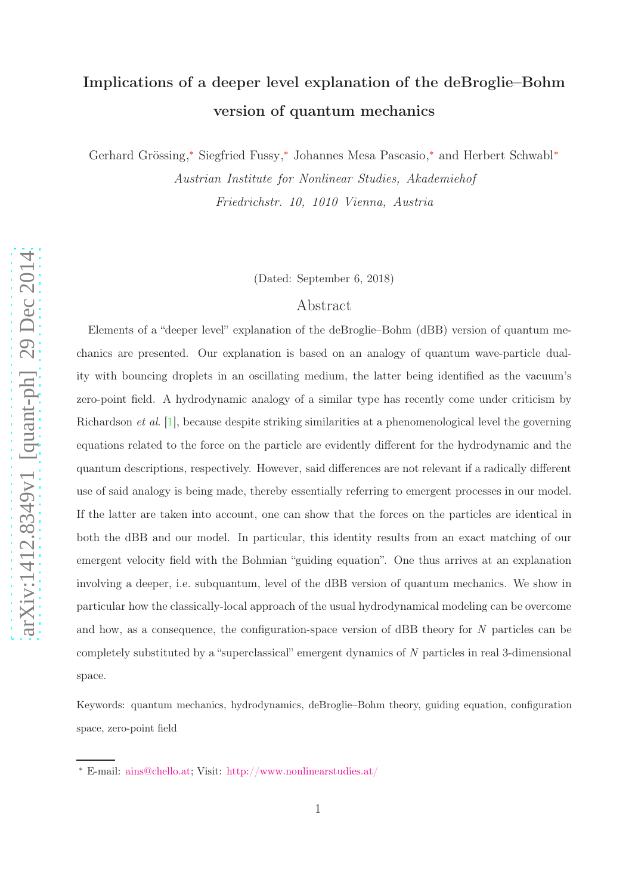# Implications of a deeper level explanation of the deBroglie–Bohm version of quantum mechanics

Gerhard Grössing,* Siegfried Fussy,* Johannes Mesa Pascasio,* and Herbert Schwabl*

*Austrian Institute for Nonlinear Studies, Akademiehof*

*Friedrichstr. 10, 1010 Vienna, Austria*

(Dated: September 6, 2018)

## Abstract

Elements of a "deeper level" explanation of the deBroglie–Bohm (dBB) version of quantum mechanics are presented. Our explanation is based on an analogy of quantum wave-particle duality with bouncing droplets in an oscillating medium, the latter being identified as the vacuum's zero-point field. A hydrodynamic analogy of a similar type has recently come under criticism by Richardson *et al.* [1], because despite striking similarities at a phenomenological level the governing equations related to the force on the particle are evidently different for the hydrodynamic and the quantum descriptions, respectively. However, said differences are not relevant if a radically different use of said analogy is being made, thereby essentially referring to emergent processes in our model. If the latter are taken into account, one can show that the forces on the particles are identical in both the dBB and our model. In particular, this identity results from an exact matching of our emergent velocity field with the Bohmian "guiding equation". One thus arrives at an explanation involving a deeper, i.e. subquantum, level of the dBB version of quantum mechanics. We show in particular how the classically-local approach of the usual hydrodynamical modeling can be overcome and how, as a consequence, the configuration-space version of dBB theory for $N$ particles can be completely substituted by a "superclassical" emergent dynamics of $N$ particles in real 3-dimensional space.

Keywords: quantum mechanics, hydrodynamics, deBroglie–Bohm theory, guiding equation, configuration space, zero-point field

---

* E-mail: ains@chello.at; Visit: http://www.nonlinearstudies.at/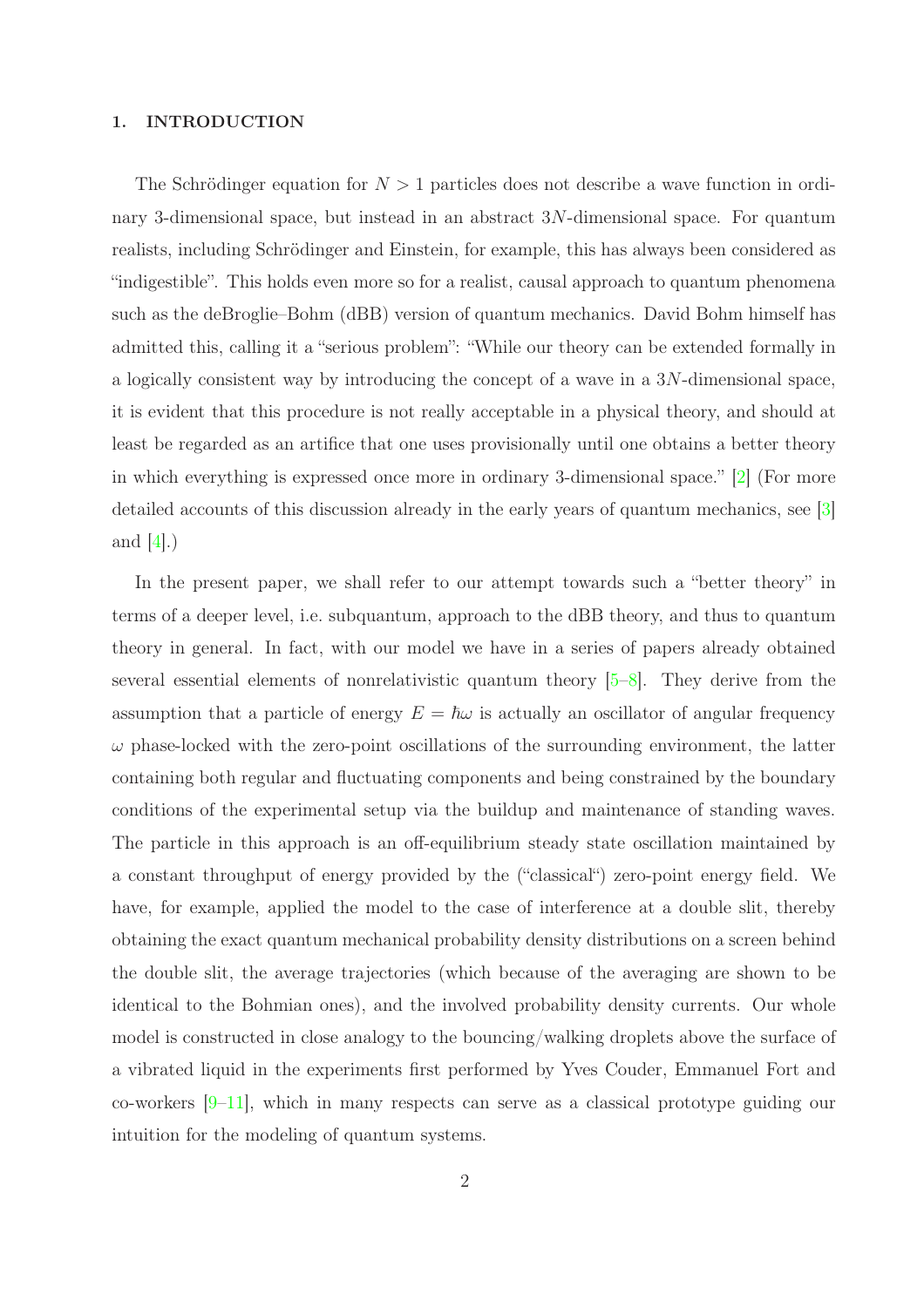## 1. INTRODUCTION

The Schrödinger equation for $N > 1$ particles does not describe a wave function in ordinary 3-dimensional space, but instead in an abstract $3N$-dimensional space. For quantum realists, including Schrödinger and Einstein, for example, this has always been considered as "indigestible". This holds even more so for a realist, causal approach to quantum phenomena such as the deBroglie–Bohm (dBB) version of quantum mechanics. David Bohm himself has admitted this, calling it a "serious problem": "While our theory can be extended formally in a logically consistent way by introducing the concept of a wave in a $3N$-dimensional space, it is evident that this procedure is not really acceptable in a physical theory, and should at least be regarded as an artifice that one uses provisionally until one obtains a better theory in which everything is expressed once more in ordinary 3-dimensional space." [2] (For more detailed accounts of this discussion already in the early years of quantum mechanics, see [3] and [4].)

In the present paper, we shall refer to our attempt towards such a "better theory" in terms of a deeper level, i.e. subquantum, approach to the dBB theory, and thus to quantum theory in general. In fact, with our model we have in a series of papers already obtained several essential elements of nonrelativistic quantum theory [5–8]. They derive from the assumption that a particle of energy $E = \hbar\omega$ is actually an oscillator of angular frequency $\omega$ phase-locked with the zero-point oscillations of the surrounding environment, the latter containing both regular and fluctuating components and being constrained by the boundary conditions of the experimental setup via the buildup and maintenance of standing waves. The particle in this approach is an off-equilibrium steady state oscillation maintained by a constant throughput of energy provided by the ("classical") zero-point energy field. We have, for example, applied the model to the case of interference at a double slit, thereby obtaining the exact quantum mechanical probability density distributions on a screen behind the double slit, the average trajectories (which because of the averaging are shown to be identical to the Bohmian ones), and the involved probability density currents. Our whole model is constructed in close analogy to the bouncing/walking droplets above the surface of a vibrated liquid in the experiments first performed by Yves Couder, Emmanuel Fort and co-workers [9–11], which in many respects can serve as a classical prototype guiding our intuition for the modeling of quantum systems.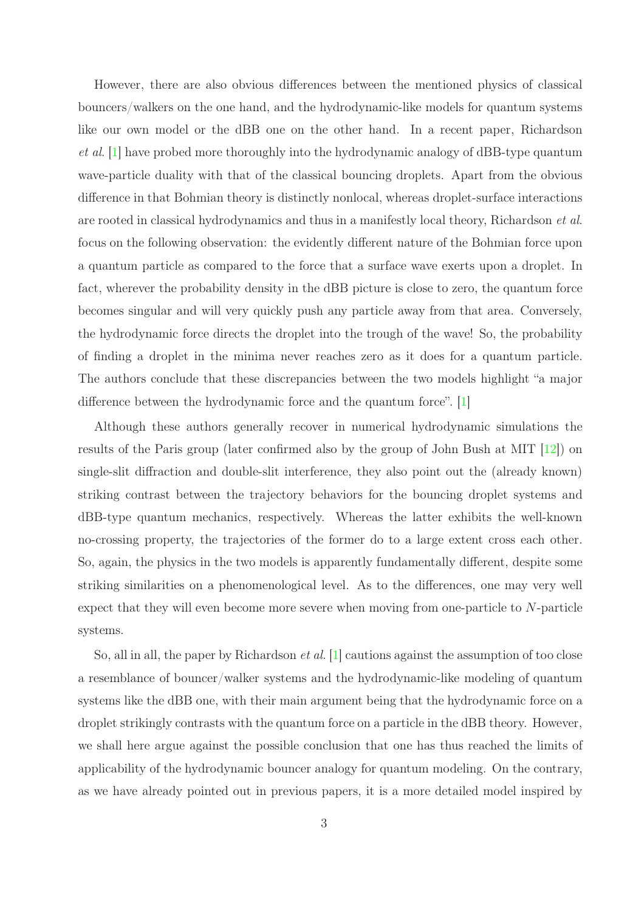However, there are also obvious differences between the mentioned physics of classical bouncers/walkers on the one hand, and the hydrodynamic-like models for quantum systems like our own model or the dBB one on the other hand. In a recent paper, Richardson *et al.* [1] have probed more thoroughly into the hydrodynamic analogy of dBB-type quantum wave-particle duality with that of the classical bouncing droplets. Apart from the obvious difference in that Bohmian theory is distinctly nonlocal, whereas droplet-surface interactions are rooted in classical hydrodynamics and thus in a manifestly local theory, Richardson *et al.* focus on the following observation: the evidently different nature of the Bohmian force upon a quantum particle as compared to the force that a surface wave exerts upon a droplet. In fact, wherever the probability density in the dBB picture is close to zero, the quantum force becomes singular and will very quickly push any particle away from that area. Conversely, the hydrodynamic force directs the droplet into the trough of the wave! So, the probability of finding a droplet in the minima never reaches zero as it does for a quantum particle. The authors conclude that these discrepancies between the two models highlight "a major difference between the hydrodynamic force and the quantum force". [1]

Although these authors generally recover in numerical hydrodynamic simulations the results of the Paris group (later confirmed also by the group of John Bush at MIT [12]) on single-slit diffraction and double-slit interference, they also point out the (already known) striking contrast between the trajectory behaviors for the bouncing droplet systems and dBB-type quantum mechanics, respectively. Whereas the latter exhibits the well-known no-crossing property, the trajectories of the former do to a large extent cross each other. So, again, the physics in the two models is apparently fundamentally different, despite some striking similarities on a phenomenological level. As to the differences, one may very well expect that they will even become more severe when moving from one-particle to $N$-particle systems.

So, all in all, the paper by Richardson *et al.* [1] cautions against the assumption of too close a resemblance of bouncer/walker systems and the hydrodynamic-like modeling of quantum systems like the dBB one, with their main argument being that the hydrodynamic force on a droplet strikingly contrasts with the quantum force on a particle in the dBB theory. However, we shall here argue against the possible conclusion that one has thus reached the limits of applicability of the hydrodynamic bouncer analogy for quantum modeling. On the contrary, as we have already pointed out in previous papers, it is a more detailed model inspired by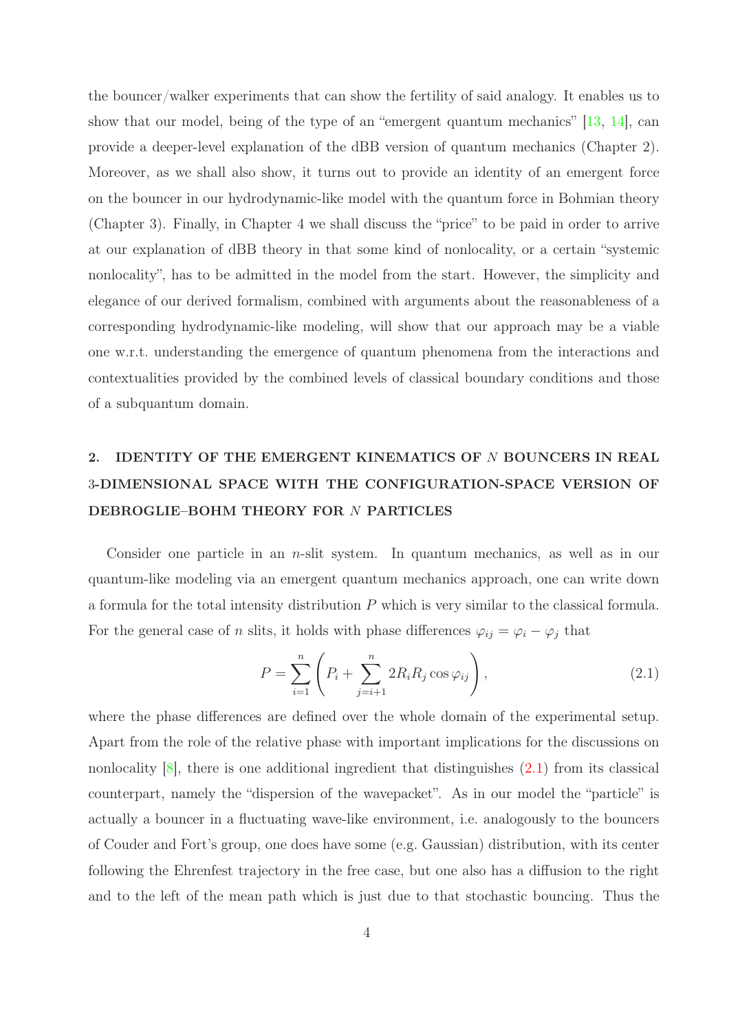the bouncer/walker experiments that can show the fertility of said analogy. It enables us to show that our model, being of the type of an "emergent quantum mechanics" [13, 14], can provide a deeper-level explanation of the dBB version of quantum mechanics (Chapter 2). Moreover, as we shall also show, it turns out to provide an identity of an emergent force on the bouncer in our hydrodynamic-like model with the quantum force in Bohmian theory (Chapter 3). Finally, in Chapter 4 we shall discuss the "price" to be paid in order to arrive at our explanation of dBB theory in that some kind of nonlocality, or a certain "systemic nonlocality", has to be admitted in the model from the start. However, the simplicity and elegance of our derived formalism, combined with arguments about the reasonableness of a corresponding hydrodynamic-like modeling, will show that our approach may be a viable one w.r.t. understanding the emergence of quantum phenomena from the interactions and contextualities provided by the combined levels of classical boundary conditions and those of a subquantum domain.

## 2. IDENTITY OF THE EMERGENT KINEMATICS OF $N$ BOUNCERS IN REAL 3-DIMENSIONAL SPACE WITH THE CONFIGURATION-SPACE VERSION OF DEBROGLIE–BOHM THEORY FOR $N$ PARTICLES

Consider one particle in an $n$-slit system. In quantum mechanics, as well as in our quantum-like modeling via an emergent quantum mechanics approach, one can write down a formula for the total intensity distribution $P$ which is very similar to the classical formula. For the general case of $n$ slits, it holds with phase differences $\varphi_{ij} = \varphi_i - \varphi_j$ that

$$P = \sum_{i=1}^{n} \left( P_i + \sum_{j=i+1}^{n} 2R_i R_j \cos \varphi_{ij} \right), \tag{2.1}$$

where the phase differences are defined over the whole domain of the experimental setup. Apart from the role of the relative phase with important implications for the discussions on nonlocality [8], there is one additional ingredient that distinguishes (2.1) from its classical counterpart, namely the "dispersion of the wavepacket". As in our model the "particle" is actually a bouncer in a fluctuating wave-like environment, i.e. analogously to the bouncers of Couder and Fort's group, one does have some (e.g. Gaussian) distribution, with its center following the Ehrenfest trajectory in the free case, but one also has a diffusion to the right and to the left of the mean path which is just due to that stochastic bouncing. Thus the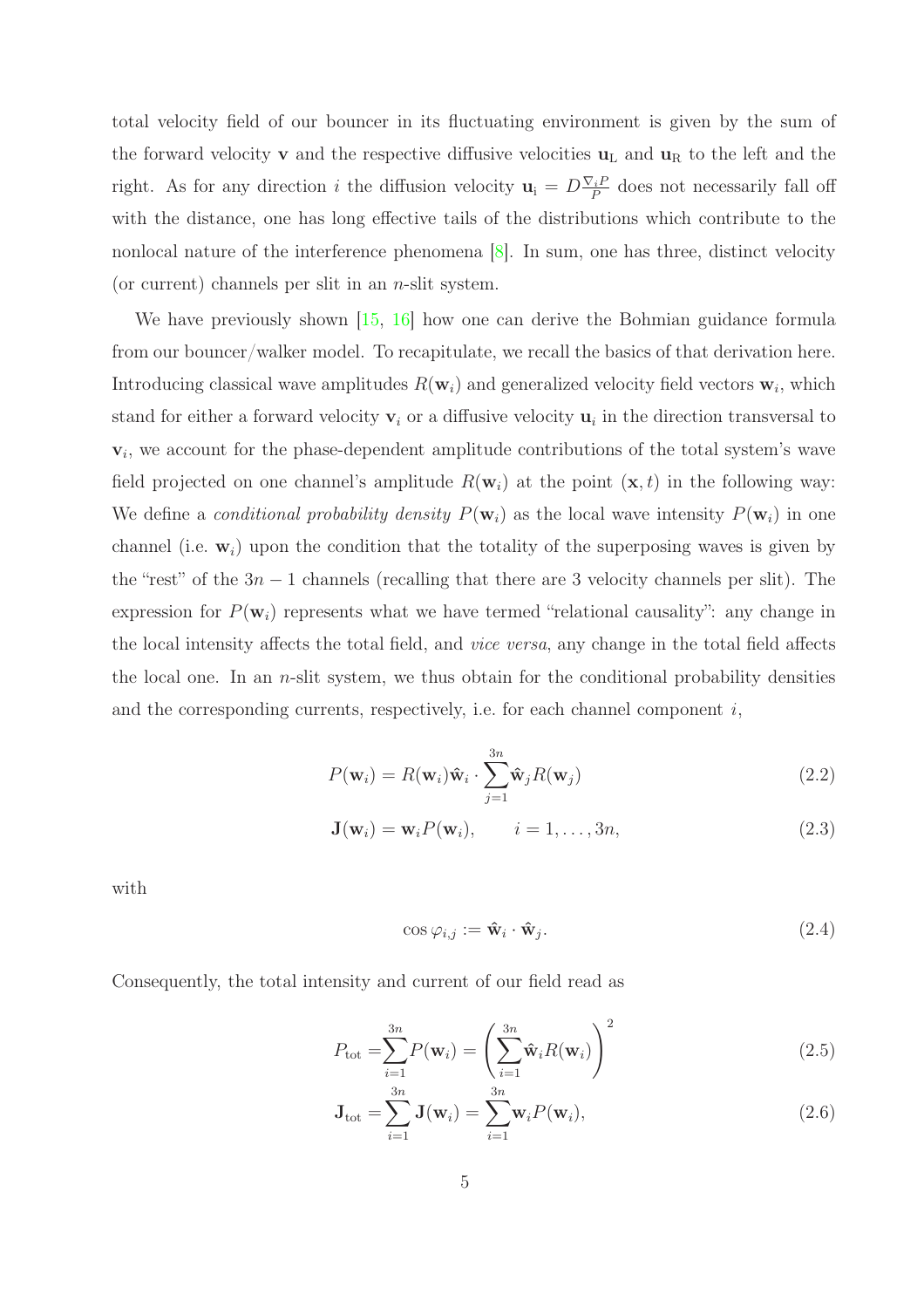total velocity field of our bouncer in its fluctuating environment is given by the sum of the forward velocity $\mathbf{v}$ and the respective diffusive velocities $\mathbf{u}_{\mathrm{L}}$ and $\mathbf{u}_{\mathrm{R}}$ to the left and the right. As for any direction $i$ the diffusion velocity $\mathbf{u}_{\mathrm{i}} = D\frac{\nabla_i P}{P}$ does not necessarily fall off with the distance, one has long effective tails of the distributions which contribute to the nonlocal nature of the interference phenomena [8]. In sum, one has three, distinct velocity (or current) channels per slit in an $n$-slit system.

We have previously shown [15, 16] how one can derive the Bohmian guidance formula from our bouncer/walker model. To recapitulate, we recall the basics of that derivation here. Introducing classical wave amplitudes $R(\mathbf{w}_i)$ and generalized velocity field vectors $\mathbf{w}_i$, which stand for either a forward velocity $\mathbf{v}_i$ or a diffusive velocity $\mathbf{u}_i$ in the direction transversal to $\mathbf{v}_i$, we account for the phase-dependent amplitude contributions of the total system's wave field projected on one channel's amplitude $R(\mathbf{w}_i)$ at the point $(\mathbf{x}, t)$ in the following way: We define a *conditional probability density* $P(\mathbf{w}_i)$ as the local wave intensity $P(\mathbf{w}_i)$ in one channel (i.e. $\mathbf{w}_i$) upon the condition that the totality of the superposing waves is given by the "rest" of the $3n-1$ channels (recalling that there are 3 velocity channels per slit). The expression for $P(\mathbf{w}_i)$ represents what we have termed "relational causality": any change in the local intensity affects the total field, and *vice versa*, any change in the total field affects the local one. In an $n$-slit system, we thus obtain for the conditional probability densities and the corresponding currents, respectively, i.e. for each channel component $i$,

$$P(\mathbf{w}_i) = R(\mathbf{w}_i)\hat{\mathbf{w}}_i \cdot \sum_{j=1}^{3n} \hat{\mathbf{w}}_j R(\mathbf{w}_j) \tag{2.2}$$

$$\mathbf{J}(\mathbf{w}_i) = \mathbf{w}_i P(\mathbf{w}_i), \qquad i = 1, \ldots, 3n, \tag{2.3}$$

with

$$\cos\varphi_{i,j} := \hat{\mathbf{w}}_i \cdot \hat{\mathbf{w}}_j. \tag{2.4}$$

Consequently, the total intensity and current of our field read as

$$P_{\mathrm{tot}} = \sum_{i=1}^{3n} P(\mathbf{w}_i) = \left(\sum_{i=1}^{3n} \hat{\mathbf{w}}_i R(\mathbf{w}_i)\right)^2 \tag{2.5}$$

$$\mathbf{J}_{\mathrm{tot}} = \sum_{i=1}^{3n} \mathbf{J}(\mathbf{w}_i) = \sum_{i=1}^{3n} \mathbf{w}_i P(\mathbf{w}_i), \tag{2.6}$$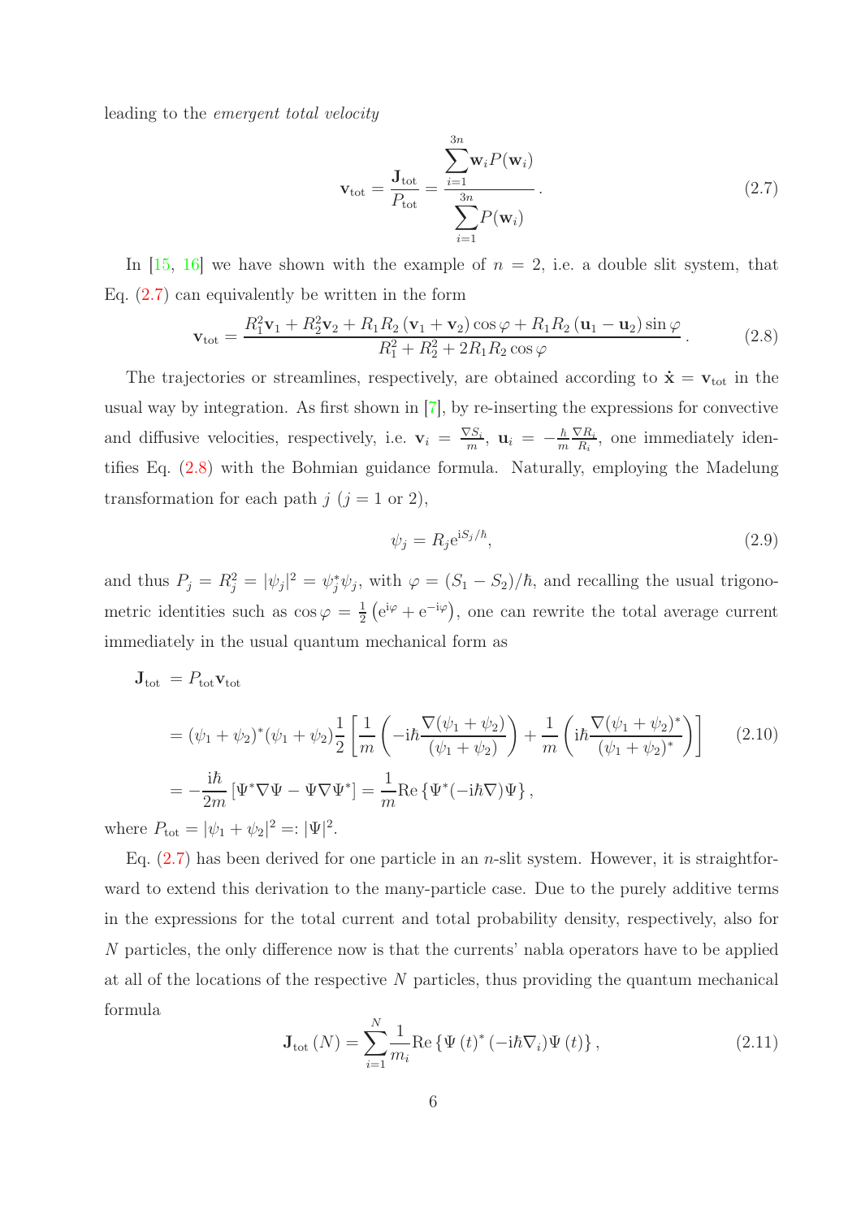leading to the *emergent total velocity*

$$\mathbf{v}_{\text{tot}} = \frac{\mathbf{J}_{\text{tot}}}{P_{\text{tot}}} = \frac{\displaystyle\sum_{i=1}^{3n} \mathbf{w}_i P(\mathbf{w}_i)}{\displaystyle\sum_{i=1}^{3n} P(\mathbf{w}_i)} . \tag{2.7}$$

In [15, 16] we have shown with the example of $n = 2$, i.e. a double slit system, that Eq. (2.7) can equivalently be written in the form

$$\mathbf{v}_{\text{tot}} = \frac{R_1^2 \mathbf{v}_1 + R_2^2 \mathbf{v}_2 + R_1 R_2 \left(\mathbf{v}_1 + \mathbf{v}_2\right) \cos\varphi + R_1 R_2 \left(\mathbf{u}_1 - \mathbf{u}_2\right) \sin\varphi}{R_1^2 + R_2^2 + 2 R_1 R_2 \cos\varphi} . \tag{2.8}$$

The trajectories or streamlines, respectively, are obtained according to $\dot{\mathbf{x}} = \mathbf{v}_{\text{tot}}$ in the usual way by integration. As first shown in [7], by re-inserting the expressions for convective and diffusive velocities, respectively, i.e. $\mathbf{v}_i = \frac{\nabla S_i}{m}$, $\mathbf{u}_i = -\frac{\hbar}{m} \frac{\nabla R_i}{R_i}$, one immediately identifies Eq. (2.8) with the Bohmian guidance formula. Naturally, employing the Madelung transformation for each path $j$ ($j = 1$ or 2),

$$\psi_j = R_j \mathrm{e}^{\mathrm{i} S_j / \hbar}, \tag{2.9}$$

and thus $P_j = R_j^2 = |\psi_j|^2 = \psi_j^* \psi_j$, with $\varphi = (S_1 - S_2)/\hbar$, and recalling the usual trigonometric identities such as $\cos\varphi = \frac{1}{2}\left(\mathrm{e}^{\mathrm{i}\varphi} + \mathrm{e}^{-\mathrm{i}\varphi}\right)$, one can rewrite the total average current immediately in the usual quantum mechanical form as

$$\begin{aligned}
\mathbf{J}_{\text{tot}} &= P_{\text{tot}} \mathbf{v}_{\text{tot}} \\
&= (\psi_1 + \psi_2)^* (\psi_1 + \psi_2) \frac{1}{2} \left[ \frac{1}{m} \left( -\mathrm{i}\hbar \frac{\nabla(\psi_1 + \psi_2)}{(\psi_1 + \psi_2)} \right) + \frac{1}{m} \left( \mathrm{i}\hbar \frac{\nabla(\psi_1 + \psi_2)^*}{(\psi_1 + \psi_2)^*} \right) \right] \\
&= -\frac{\mathrm{i}\hbar}{2m} \left[ \Psi^* \nabla \Psi - \Psi \nabla \Psi^* \right] = \frac{1}{m} \mathrm{Re} \left\{ \Psi^* (-\mathrm{i}\hbar \nabla) \Psi \right\} ,
\end{aligned} \tag{2.10}$$

where $P_{\text{tot}} = |\psi_1 + \psi_2|^2 =: |\Psi|^2$.

Eq. (2.7) has been derived for one particle in an $n$-slit system. However, it is straightforward to extend this derivation to the many-particle case. Due to the purely additive terms in the expressions for the total current and total probability density, respectively, also for $N$ particles, the only difference now is that the currents' nabla operators have to be applied at all of the locations of the respective $N$ particles, thus providing the quantum mechanical formula

$$\mathbf{J}_{\text{tot}}\left(N\right) = \sum_{i=1}^{N} \frac{1}{m_i} \mathrm{Re} \left\{ \Psi\left(t\right)^* \left(-\mathrm{i}\hbar \nabla_i\right) \Psi\left(t\right) \right\} , \tag{2.11}$$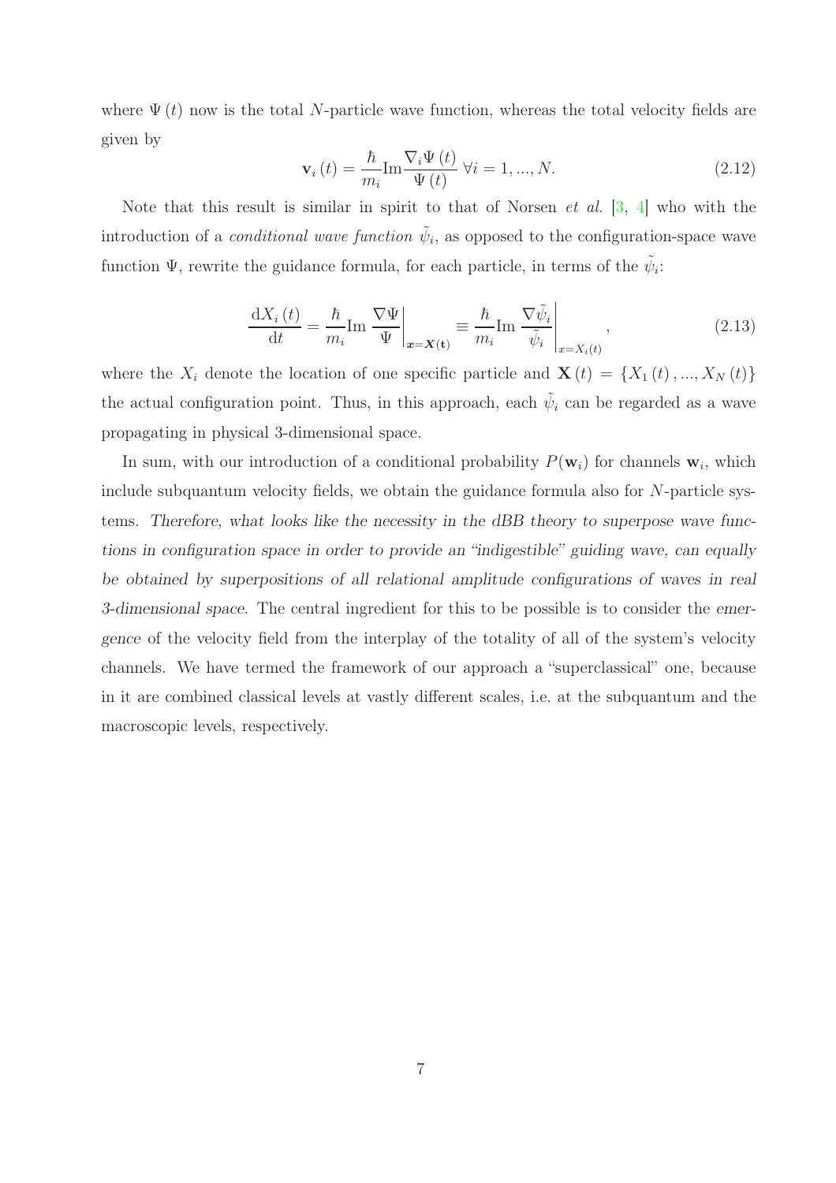where $\Psi(t)$ now is the total $N$-particle wave function, whereas the total velocity fields are given by

$$\mathbf{v}_i(t) = \frac{\hbar}{m_i} \mathrm{Im} \frac{\nabla_i \Psi(t)}{\Psi(t)} \;\forall i = 1, ..., N. \tag{2.12}$$

Note that this result is similar in spirit to that of Norsen *et al.* [3, 4] who with the introduction of a *conditional wave function* $\tilde{\psi}_i$, as opposed to the configuration-space wave function $\Psi$, rewrite the guidance formula, for each particle, in terms of the $\tilde{\psi}_i$:

$$\frac{\mathrm{d}X_i(t)}{\mathrm{d}t} = \frac{\hbar}{m_i} \mathrm{Im} \left. \frac{\nabla \Psi}{\Psi} \right|_{\boldsymbol{x}=\boldsymbol{X}(\mathbf{t})} \equiv \frac{\hbar}{m_i} \mathrm{Im} \left. \frac{\nabla \tilde{\psi}_i}{\tilde{\psi}_i} \right|_{x=X_i(t)}, \tag{2.13}$$

where the $X_i$ denote the location of one specific particle and $\mathbf{X}(t) = \{X_1(t), ..., X_N(t)\}$ the actual configuration point. Thus, in this approach, each $\tilde{\psi}_i$ can be regarded as a wave propagating in physical 3-dimensional space.

In sum, with our introduction of a conditional probability $P(\mathbf{w}_i)$ for channels $\mathbf{w}_i$, which include subquantum velocity fields, we obtain the guidance formula also for $N$-particle systems. *Therefore, what looks like the necessity in the dBB theory to superpose wave functions in configuration space in order to provide an "indigestible" guiding wave, can equally be obtained by superpositions of all relational amplitude configurations of waves in real 3-dimensional space.* The central ingredient for this to be possible is to consider the *emergence* of the velocity field from the interplay of the totality of all of the system's velocity channels. We have termed the framework of our approach a "superclassical" one, because in it are combined classical levels at vastly different scales, i.e. at the subquantum and the macroscopic levels, respectively.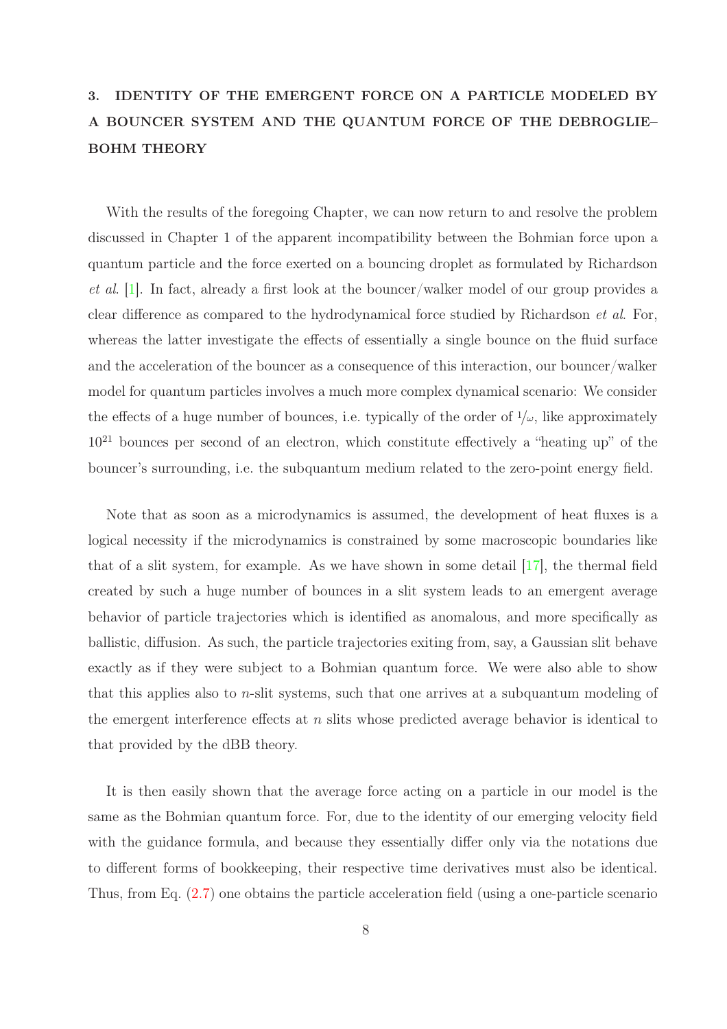# 3. IDENTITY OF THE EMERGENT FORCE ON A PARTICLE MODELED BY A BOUNCER SYSTEM AND THE QUANTUM FORCE OF THE DEBROGLIE–BOHM THEORY

With the results of the foregoing Chapter, we can now return to and resolve the problem discussed in Chapter 1 of the apparent incompatibility between the Bohmian force upon a quantum particle and the force exerted on a bouncing droplet as formulated by Richardson *et al*. [1]. In fact, already a first look at the bouncer/walker model of our group provides a clear difference as compared to the hydrodynamical force studied by Richardson *et al*. For, whereas the latter investigate the effects of essentially a single bounce on the fluid surface and the acceleration of the bouncer as a consequence of this interaction, our bouncer/walker model for quantum particles involves a much more complex dynamical scenario: We consider the effects of a huge number of bounces, i.e. typically of the order of $^1/_\omega$, like approximately $10^{21}$ bounces per second of an electron, which constitute effectively a "heating up" of the bouncer's surrounding, i.e. the subquantum medium related to the zero-point energy field.

Note that as soon as a microdynamics is assumed, the development of heat fluxes is a logical necessity if the microdynamics is constrained by some macroscopic boundaries like that of a slit system, for example. As we have shown in some detail [17], the thermal field created by such a huge number of bounces in a slit system leads to an emergent average behavior of particle trajectories which is identified as anomalous, and more specifically as ballistic, diffusion. As such, the particle trajectories exiting from, say, a Gaussian slit behave exactly as if they were subject to a Bohmian quantum force. We were also able to show that this applies also to $n$-slit systems, such that one arrives at a subquantum modeling of the emergent interference effects at $n$ slits whose predicted average behavior is identical to that provided by the dBB theory.

It is then easily shown that the average force acting on a particle in our model is the same as the Bohmian quantum force. For, due to the identity of our emerging velocity field with the guidance formula, and because they essentially differ only via the notations due to different forms of bookkeeping, their respective time derivatives must also be identical. Thus, from Eq. (2.7) one obtains the particle acceleration field (using a one-particle scenario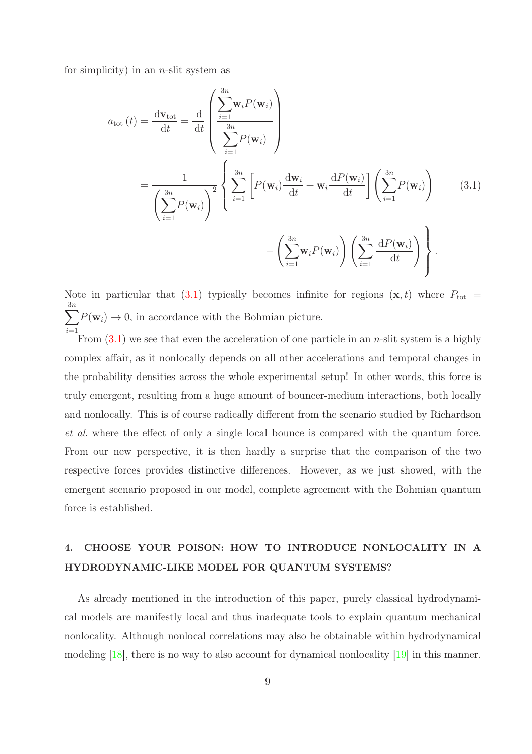for simplicity) in an $n$-slit system as

$$
\begin{aligned}
a_{\text{tot}}\left(t\right) = \frac{\mathrm{d}\mathbf{v}_{\text{tot}}}{\mathrm{d}t} &= \frac{\mathrm{d}}{\mathrm{d}t}\left(\frac{\sum\limits_{i=1}^{3n}\mathbf{w}_i P(\mathbf{w}_i)}{\sum\limits_{i=1}^{3n}P(\mathbf{w}_i)}\right) \\
&= \frac{1}{\left(\sum\limits_{i=1}^{3n}P(\mathbf{w}_i)\right)^2}\left\{\sum_{i=1}^{3n}\left[P(\mathbf{w}_i)\frac{\mathrm{d}\mathbf{w}_i}{\mathrm{d}t} + \mathbf{w}_i\frac{\mathrm{d}P(\mathbf{w}_i)}{\mathrm{d}t}\right]\left(\sum_{i=1}^{3n}P(\mathbf{w}_i)\right)\right. \\
&\qquad\qquad\left. - \left(\sum_{i=1}^{3n}\mathbf{w}_i P(\mathbf{w}_i)\right)\left(\sum_{i=1}^{3n}\frac{\mathrm{d}P(\mathbf{w}_i)}{\mathrm{d}t}\right)\right\}.
\end{aligned}
\tag{3.1}
$$

Note in particular that (3.1) typically becomes infinite for regions $(\mathbf{x}, t)$ where $P_{\text{tot}} = \sum\limits_{i=1}^{3n}P(\mathbf{w}_i) \to 0$, in accordance with the Bohmian picture.

From (3.1) we see that even the acceleration of one particle in an $n$-slit system is a highly complex affair, as it nonlocally depends on all other accelerations and temporal changes in the probability densities across the whole experimental setup! In other words, this force is truly emergent, resulting from a huge amount of bouncer-medium interactions, both locally and nonlocally. This is of course radically different from the scenario studied by Richardson *et al*. where the effect of only a single local bounce is compared with the quantum force. From our new perspective, it is then hardly a surprise that the comparison of the two respective forces provides distinctive differences. However, as we just showed, with the emergent scenario proposed in our model, complete agreement with the Bohmian quantum force is established.

## 4. CHOOSE YOUR POISON: HOW TO INTRODUCE NONLOCALITY IN A HYDRODYNAMIC-LIKE MODEL FOR QUANTUM SYSTEMS?

As already mentioned in the introduction of this paper, purely classical hydrodynamical models are manifestly local and thus inadequate tools to explain quantum mechanical nonlocality. Although nonlocal correlations may also be obtainable within hydrodynamical modeling [18], there is no way to also account for dynamical nonlocality [19] in this manner.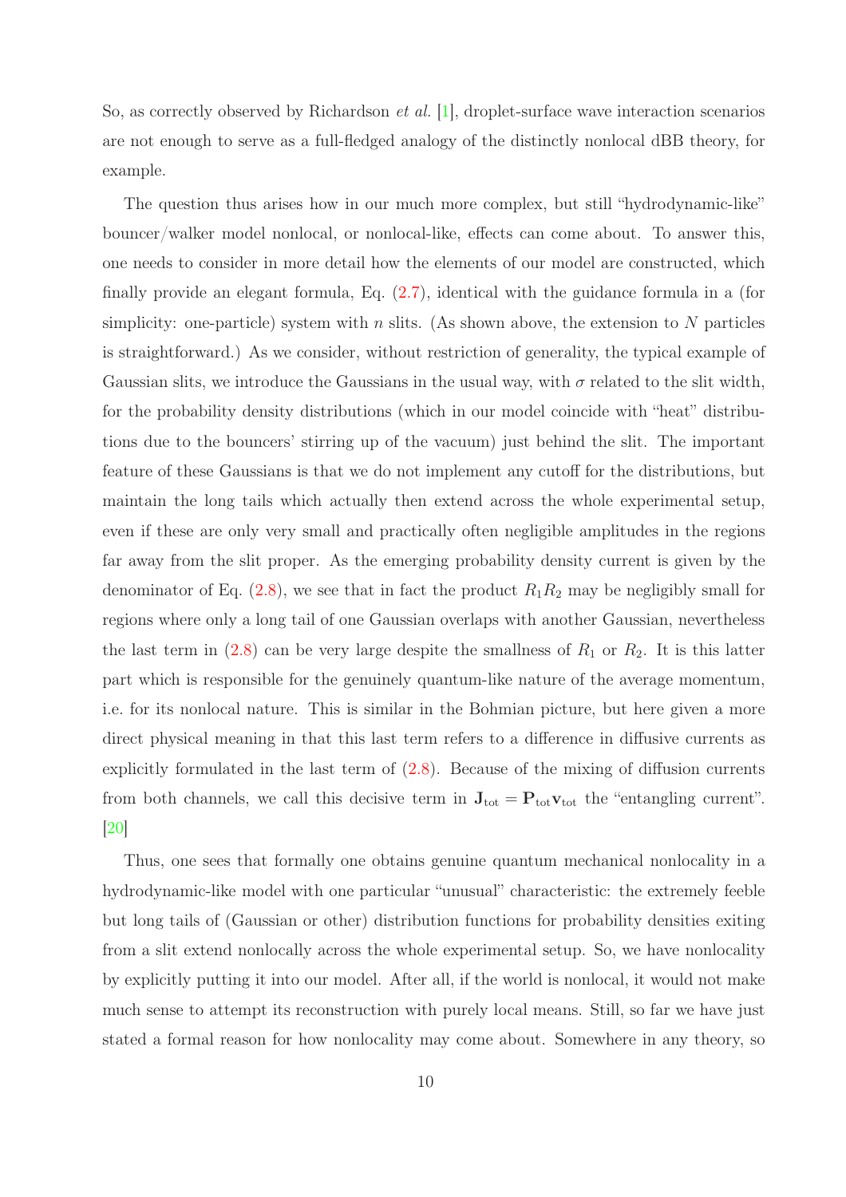So, as correctly observed by Richardson *et al.* [1], droplet-surface wave interaction scenarios are not enough to serve as a full-fledged analogy of the distinctly nonlocal dBB theory, for example.

The question thus arises how in our much more complex, but still "hydrodynamic-like" bouncer/walker model nonlocal, or nonlocal-like, effects can come about. To answer this, one needs to consider in more detail how the elements of our model are constructed, which finally provide an elegant formula, Eq. (2.7), identical with the guidance formula in a (for simplicity: one-particle) system with $n$ slits. (As shown above, the extension to $N$ particles is straightforward.) As we consider, without restriction of generality, the typical example of Gaussian slits, we introduce the Gaussians in the usual way, with $\sigma$ related to the slit width, for the probability density distributions (which in our model coincide with "heat" distributions due to the bouncers' stirring up of the vacuum) just behind the slit. The important feature of these Gaussians is that we do not implement any cutoff for the distributions, but maintain the long tails which actually then extend across the whole experimental setup, even if these are only very small and practically often negligible amplitudes in the regions far away from the slit proper. As the emerging probability density current is given by the denominator of Eq. (2.8), we see that in fact the product $R_1 R_2$ may be negligibly small for regions where only a long tail of one Gaussian overlaps with another Gaussian, nevertheless the last term in (2.8) can be very large despite the smallness of $R_1$ or $R_2$. It is this latter part which is responsible for the genuinely quantum-like nature of the average momentum, i.e. for its nonlocal nature. This is similar in the Bohmian picture, but here given a more direct physical meaning in that this last term refers to a difference in diffusive currents as explicitly formulated in the last term of (2.8). Because of the mixing of diffusion currents from both channels, we call this decisive term in $\mathbf{J}_{\text{tot}} = \mathbf{P}_{\text{tot}} \mathbf{v}_{\text{tot}}$ the "entangling current". [20]

Thus, one sees that formally one obtains genuine quantum mechanical nonlocality in a hydrodynamic-like model with one particular "unusual" characteristic: the extremely feeble but long tails of (Gaussian or other) distribution functions for probability densities exiting from a slit extend nonlocally across the whole experimental setup. So, we have nonlocality by explicitly putting it into our model. After all, if the world is nonlocal, it would not make much sense to attempt its reconstruction with purely local means. Still, so far we have just stated a formal reason for how nonlocality may come about. Somewhere in any theory, so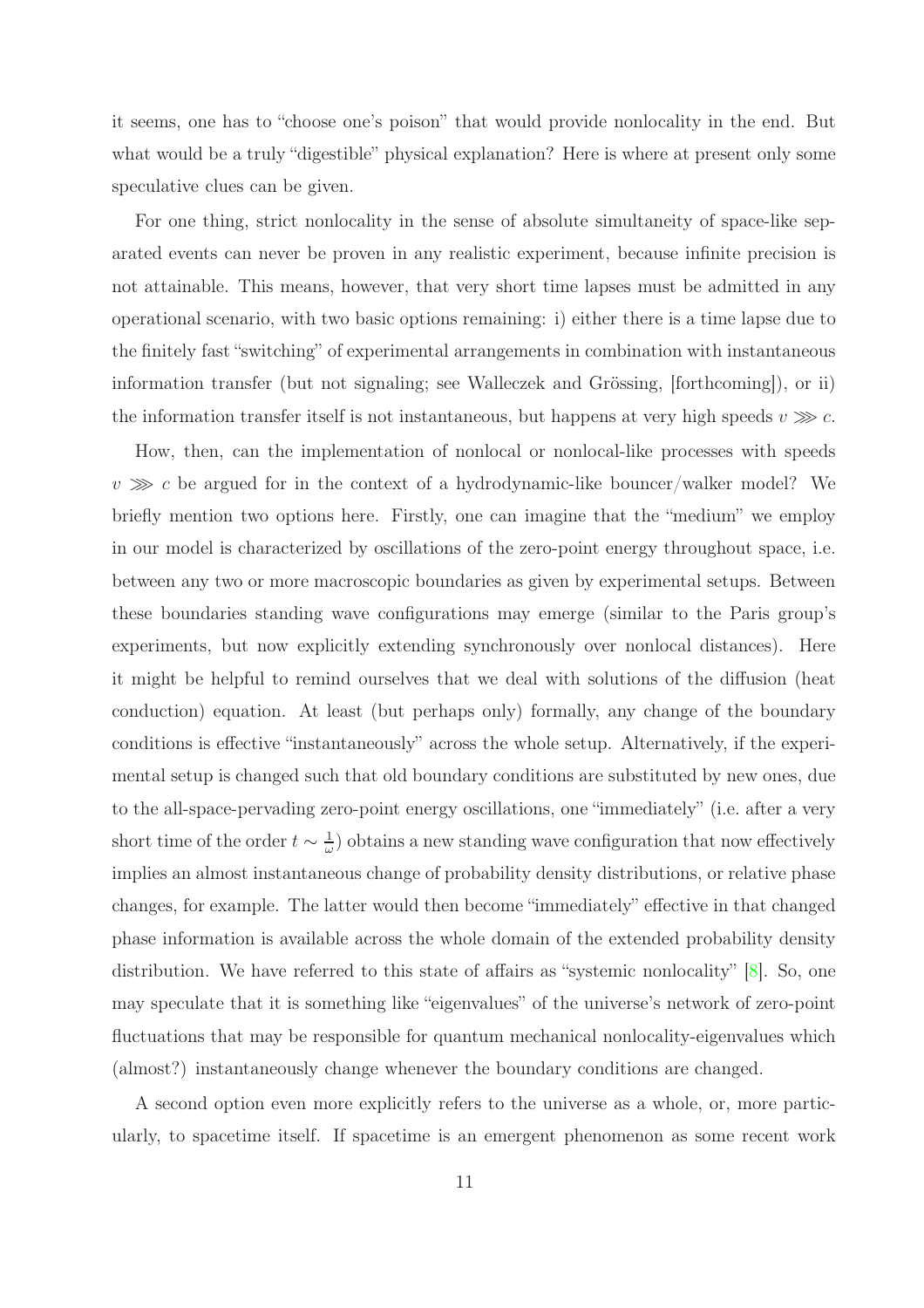it seems, one has to "choose one's poison" that would provide nonlocality in the end. But what would be a truly "digestible" physical explanation? Here is where at present only some speculative clues can be given.

For one thing, strict nonlocality in the sense of absolute simultaneity of space-like separated events can never be proven in any realistic experiment, because infinite precision is not attainable. This means, however, that very short time lapses must be admitted in any operational scenario, with two basic options remaining: i) either there is a time lapse due to the finitely fast "switching" of experimental arrangements in combination with instantaneous information transfer (but not signaling; see Walleczek and Grössing, [forthcoming]), or ii) the information transfer itself is not instantaneous, but happens at very high speeds $v \ggg c$.

How, then, can the implementation of nonlocal or nonlocal-like processes with speeds $v \ggg c$ be argued for in the context of a hydrodynamic-like bouncer/walker model? We briefly mention two options here. Firstly, one can imagine that the "medium" we employ in our model is characterized by oscillations of the zero-point energy throughout space, i.e. between any two or more macroscopic boundaries as given by experimental setups. Between these boundaries standing wave configurations may emerge (similar to the Paris group's experiments, but now explicitly extending synchronously over nonlocal distances). Here it might be helpful to remind ourselves that we deal with solutions of the diffusion (heat conduction) equation. At least (but perhaps only) formally, any change of the boundary conditions is effective "instantaneously" across the whole setup. Alternatively, if the experimental setup is changed such that old boundary conditions are substituted by new ones, due to the all-space-pervading zero-point energy oscillations, one "immediately" (i.e. after a very short time of the order $t \sim \frac{1}{\omega}$) obtains a new standing wave configuration that now effectively implies an almost instantaneous change of probability density distributions, or relative phase changes, for example. The latter would then become "immediately" effective in that changed phase information is available across the whole domain of the extended probability density distribution. We have referred to this state of affairs as "systemic nonlocality" [8]. So, one may speculate that it is something like "eigenvalues" of the universe's network of zero-point fluctuations that may be responsible for quantum mechanical nonlocality-eigenvalues which (almost?) instantaneously change whenever the boundary conditions are changed.

A second option even more explicitly refers to the universe as a whole, or, more particularly, to spacetime itself. If spacetime is an emergent phenomenon as some recent work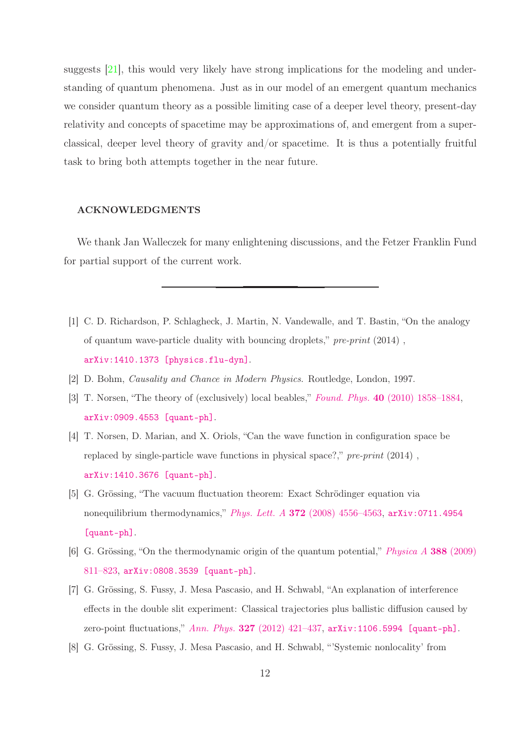suggests [21], this would very likely have strong implications for the modeling and understanding of quantum phenomena. Just as in our model of an emergent quantum mechanics we consider quantum theory as a possible limiting case of a deeper level theory, present-day relativity and concepts of spacetime may be approximations of, and emergent from a superclassical, deeper level theory of gravity and/or spacetime. It is thus a potentially fruitful task to bring both attempts together in the near future.

## ACKNOWLEDGMENTS

We thank Jan Walleczek for many enlightening discussions, and the Fetzer Franklin Fund for partial support of the current work.

---

[1] C. D. Richardson, P. Schlagheck, J. Martin, N. Vandewalle, and T. Bastin, "On the analogy of quantum wave-particle duality with bouncing droplets," *pre-print* (2014) , arXiv:1410.1373 [physics.flu-dyn].

[2] D. Bohm, *Causality and Chance in Modern Physics*. Routledge, London, 1997.

[3] T. Norsen, "The theory of (exclusively) local beables," *Found. Phys.* **40** (2010) 1858–1884, arXiv:0909.4553 [quant-ph].

[4] T. Norsen, D. Marian, and X. Oriols, "Can the wave function in configuration space be replaced by single-particle wave functions in physical space?," *pre-print* (2014) , arXiv:1410.3676 [quant-ph].

[5] G. Grössing, "The vacuum fluctuation theorem: Exact Schrödinger equation via nonequilibrium thermodynamics," *Phys. Lett. A* **372** (2008) 4556–4563, arXiv:0711.4954 [quant-ph].

[6] G. Grössing, "On the thermodynamic origin of the quantum potential," *Physica A* **388** (2009) 811–823, arXiv:0808.3539 [quant-ph].

[7] G. Grössing, S. Fussy, J. Mesa Pascasio, and H. Schwabl, "An explanation of interference effects in the double slit experiment: Classical trajectories plus ballistic diffusion caused by zero-point fluctuations," *Ann. Phys.* **327** (2012) 421–437, arXiv:1106.5994 [quant-ph].

[8] G. Grössing, S. Fussy, J. Mesa Pascasio, and H. Schwabl, "'Systemic nonlocality' from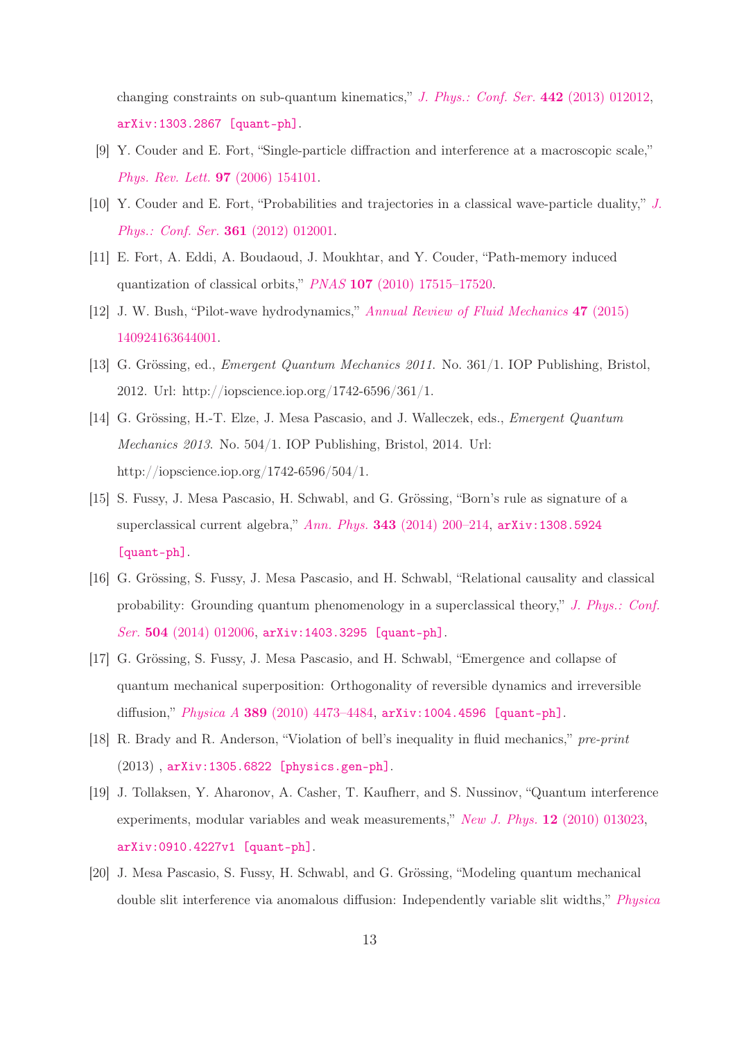changing constraints on sub-quantum kinematics," *J. Phys.: Conf. Ser.* **442** (2013) 012012, arXiv:1303.2867 [quant-ph].

[9] Y. Couder and E. Fort, "Single-particle diffraction and interference at a macroscopic scale," *Phys. Rev. Lett.* **97** (2006) 154101.

[10] Y. Couder and E. Fort, "Probabilities and trajectories in a classical wave-particle duality," *J. Phys.: Conf. Ser.* **361** (2012) 012001.

[11] E. Fort, A. Eddi, A. Boudaoud, J. Moukhtar, and Y. Couder, "Path-memory induced quantization of classical orbits," *PNAS* **107** (2010) 17515–17520.

[12] J. W. Bush, "Pilot-wave hydrodynamics," *Annual Review of Fluid Mechanics* **47** (2015) 140924163644001.

[13] G. Grössing, ed., *Emergent Quantum Mechanics 2011*. No. 361/1. IOP Publishing, Bristol, 2012. Url: http://iopscience.iop.org/1742-6596/361/1.

[14] G. Grössing, H.-T. Elze, J. Mesa Pascasio, and J. Walleczek, eds., *Emergent Quantum Mechanics 2013*. No. 504/1. IOP Publishing, Bristol, 2014. Url: http://iopscience.iop.org/1742-6596/504/1.

[15] S. Fussy, J. Mesa Pascasio, H. Schwabl, and G. Grössing, "Born's rule as signature of a superclassical current algebra," *Ann. Phys.* **343** (2014) 200–214, arXiv:1308.5924 [quant-ph].

[16] G. Grössing, S. Fussy, J. Mesa Pascasio, and H. Schwabl, "Relational causality and classical probability: Grounding quantum phenomenology in a superclassical theory," *J. Phys.: Conf. Ser.* **504** (2014) 012006, arXiv:1403.3295 [quant-ph].

[17] G. Grössing, S. Fussy, J. Mesa Pascasio, and H. Schwabl, "Emergence and collapse of quantum mechanical superposition: Orthogonality of reversible dynamics and irreversible diffusion," *Physica A* **389** (2010) 4473–4484, arXiv:1004.4596 [quant-ph].

[18] R. Brady and R. Anderson, "Violation of bell's inequality in fluid mechanics," *pre-print* (2013) , arXiv:1305.6822 [physics.gen-ph].

[19] J. Tollaksen, Y. Aharonov, A. Casher, T. Kaufherr, and S. Nussinov, "Quantum interference experiments, modular variables and weak measurements," *New J. Phys.* **12** (2010) 013023, arXiv:0910.4227v1 [quant-ph].

[20] J. Mesa Pascasio, S. Fussy, H. Schwabl, and G. Grössing, "Modeling quantum mechanical double slit interference via anomalous diffusion: Independently variable slit widths," *Physica*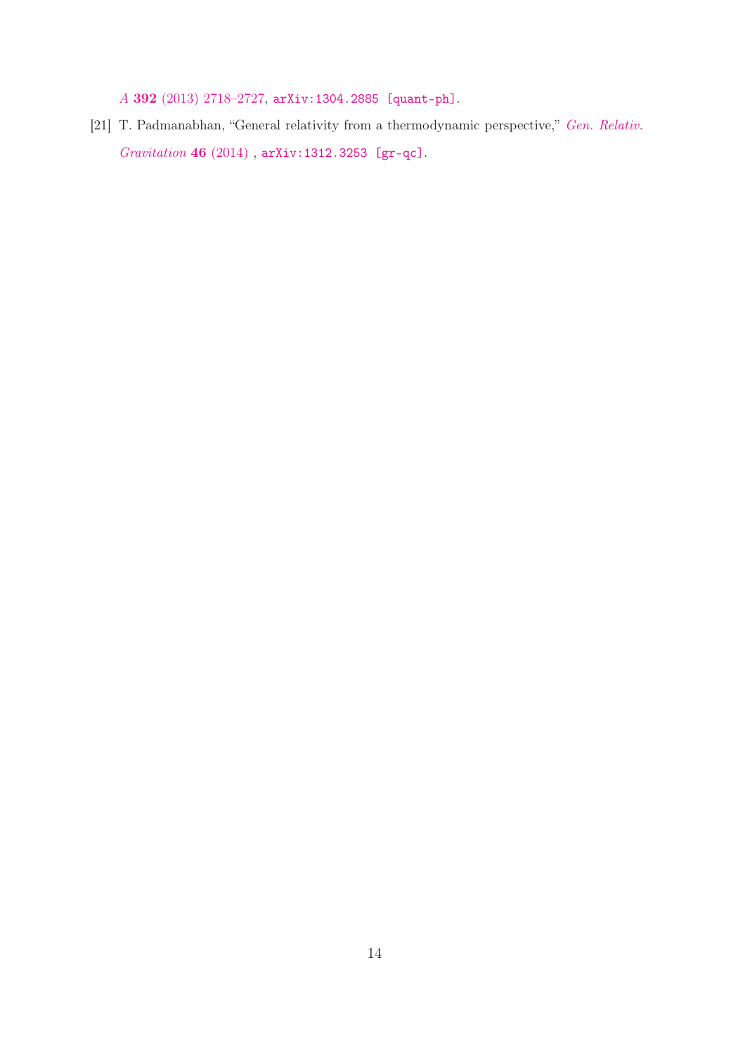*A* **392** (2013) 2718–2727, arXiv:1304.2885 [quant-ph].

[21] T. Padmanabhan, "General relativity from a thermodynamic perspective," *Gen. Relativ. Gravitation* **46** (2014) , arXiv:1312.3253 [gr-qc].